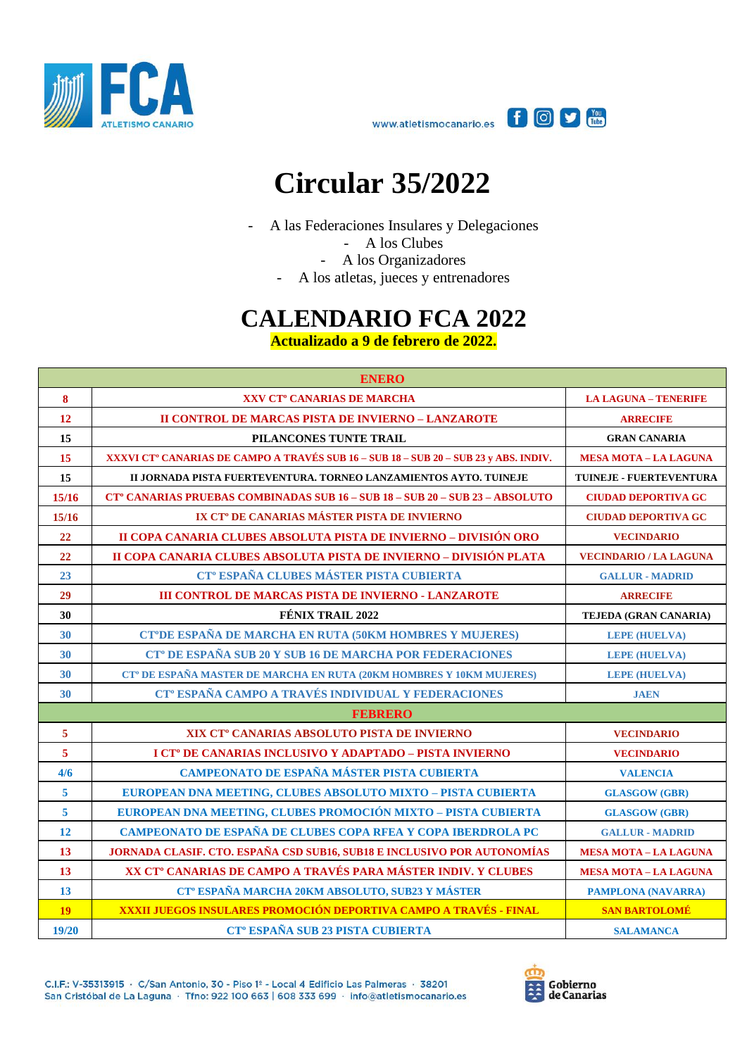www.atletismocanario.es

# Circular 35/2022

- A las Federaciones Insulares y Delegaciones
- A los Clubes
- A los Organizadores
- A los atletas, jueces y entrenadores

# CALENDARIO FCA 2022

**Actualizado a 9 de febrero de 2022.**

| ENERO | | |
|---|---|---|
| 8 | XXV CTº CANARIAS DE MARCHA | LA LAGUNA – TENERIFE |
| 12 | II CONTROL DE MARCAS PISTA DE INVIERNO – LANZAROTE | ARRECIFE |
| 15 | PILANCONES TUNTE TRAIL | GRAN CANARIA |
| 15 | XXXVI CTº CANARIAS DE CAMPO A TRAVÉS SUB 16 – SUB 18 – SUB 20 – SUB 23 y ABS. INDIV. | MESA MOTA – LA LAGUNA |
| 15 | II JORNADA PISTA FUERTEVENTURA. TORNEO LANZAMIENTOS AYTO. TUINEJE | TUINEJE - FUERTEVENTURA |
| 15/16 | CTº CANARIAS PRUEBAS COMBINADAS SUB 16 – SUB 18 – SUB 20 – SUB 23 – ABSOLUTO | CIUDAD DEPORTIVA GC |
| 15/16 | IX CTº DE CANARIAS MÁSTER PISTA DE INVIERNO | CIUDAD DEPORTIVA GC |
| 22 | II COPA CANARIA CLUBES ABSOLUTA PISTA DE INVIERNO – DIVISIÓN ORO | VECINDARIO |
| 22 | II COPA CANARIA CLUBES ABSOLUTA PISTA DE INVIERNO – DIVISIÓN PLATA | VECINDARIO / LA LAGUNA |
| 23 | CTº ESPAÑA CLUBES MÁSTER PISTA CUBIERTA | GALLUR - MADRID |
| 29 | III CONTROL DE MARCAS PISTA DE INVIERNO - LANZAROTE | ARRECIFE |
| 30 | FÉNIX TRAIL 2022 | TEJEDA (GRAN CANARIA) |
| 30 | CTºDE ESPAÑA DE MARCHA EN RUTA (50KM HOMBRES Y MUJERES) | LEPE (HUELVA) |
| 30 | CTº DE ESPAÑA SUB 20 Y SUB 16 DE MARCHA POR FEDERACIONES | LEPE (HUELVA) |
| 30 | CTº DE ESPAÑA MASTER DE MARCHA EN RUTA (20KM HOMBRES Y 10KM MUJERES) | LEPE (HUELVA) |
| 30 | CTº ESPAÑA CAMPO A TRAVÉS INDIVIDUAL Y FEDERACIONES | JAEN |
| **FEBRERO** | | |
| 5 | XIX CTº CANARIAS ABSOLUTO PISTA DE INVIERNO | VECINDARIO |
| 5 | I CTº DE CANARIAS INCLUSIVO Y ADAPTADO – PISTA INVIERNO | VECINDARIO |
| 4/6 | CAMPEONATO DE ESPAÑA MÁSTER PISTA CUBIERTA | VALENCIA |
| 5 | EUROPEAN DNA MEETING, CLUBES ABSOLUTO MIXTO – PISTA CUBIERTA | GLASGOW (GBR) |
| 5 | EUROPEAN DNA MEETING, CLUBES PROMOCIÓN MIXTO – PISTA CUBIERTA | GLASGOW (GBR) |
| 12 | CAMPEONATO DE ESPAÑA DE CLUBES COPA RFEA Y COPA IBERDROLA PC | GALLUR - MADRID |
| 13 | JORNADA CLASIF. CTO. ESPAÑA CSD SUB16, SUB18 E INCLUSIVO POR AUTONOMÍAS | MESA MOTA – LA LAGUNA |
| 13 | XX CTº CANARIAS DE CAMPO A TRAVÉS PARA MÁSTER INDIV. Y CLUBES | MESA MOTA – LA LAGUNA |
| 13 | CTº ESPAÑA MARCHA 20KM ABSOLUTO, SUB23 Y MÁSTER | PAMPLONA (NAVARRA) |
| 19 | XXXII JUEGOS INSULARES PROMOCIÓN DEPORTIVA CAMPO A TRAVÉS - FINAL | SAN BARTOLOMÉ |
| 19/20 | CTº ESPAÑA SUB 23 PISTA CUBIERTA | SALAMANCA |

C.I.F.: V-35313915 · C/San Antonio, 30 - Piso 1º - Local 4 Edificio Las Palmeras · 38201 San Cristóbal de La Laguna · Tfno: 922 100 663 | 608 333 699 · info@atletismocanario.es

Gobierno de Canarias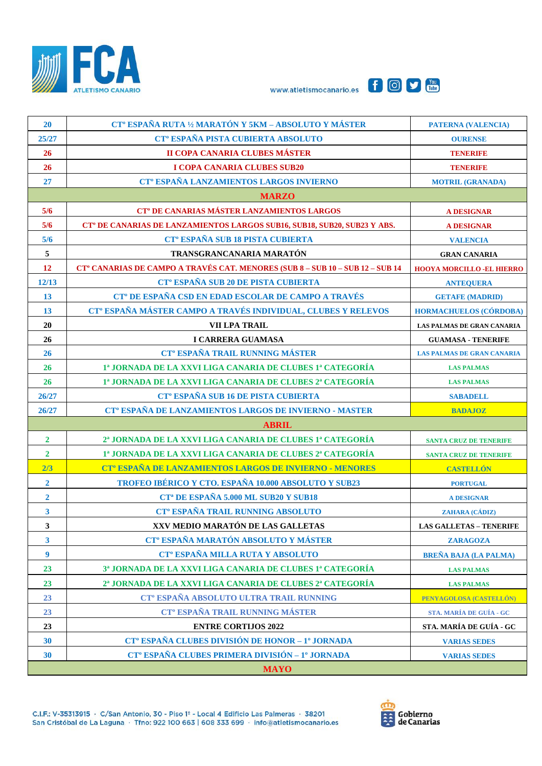| | | |
|---|---|---|
| 20 | CTº ESPAÑA RUTA ½ MARATÓN Y 5KM – ABSOLUTO Y MÁSTER | PATERNA (VALENCIA) |
| 25/27 | CTº ESPAÑA PISTA CUBIERTA ABSOLUTO | OURENSE |
| 26 | II COPA CANARIA CLUBES MÁSTER | TENERIFE |
| 26 | I COPA CANARIA CLUBES SUB20 | TENERIFE |
| 27 | CTº ESPAÑA LANZAMIENTOS LARGOS INVIERNO | MOTRIL (GRANADA) |
| | **MARZO** | |
| 5/6 | CTº DE CANARIAS MÁSTER LANZAMIENTOS LARGOS | A DESIGNAR |
| 5/6 | CTº DE CANARIAS DE LANZAMIENTOS LARGOS SUB16, SUB18, SUB20, SUB23 Y ABS. | A DESIGNAR |
| 5/6 | CTº ESPAÑA SUB 18 PISTA CUBIERTA | VALENCIA |
| 5 | TRANSGRANCANARIA MARATÓN | GRAN CANARIA |
| 12 | CTº CANARIAS DE CAMPO A TRAVÉS CAT. MENORES (SUB 8 – SUB 10 – SUB 12 – SUB 14 | HOOYA MORCILLO -EL HIERRO |
| 12/13 | CTº ESPAÑA SUB 20 DE PISTA CUBIERTA | ANTEQUERA |
| 13 | CTº DE ESPAÑA CSD EN EDAD ESCOLAR DE CAMPO A TRAVÉS | GETAFE (MADRID) |
| 13 | CTº ESPAÑA MÁSTER CAMPO A TRAVÉS INDIVIDUAL, CLUBES Y RELEVOS | HORMACHUELOS (CÓRDOBA) |
| 20 | VII LPA TRAIL | LAS PALMAS DE GRAN CANARIA |
| 26 | I CARRERA GUAMASA | GUAMASA - TENERIFE |
| 26 | CTº ESPAÑA TRAIL RUNNING MÁSTER | LAS PALMAS DE GRAN CANARIA |
| 26 | 1ª JORNADA DE LA XXVI LIGA CANARIA DE CLUBES 1ª CATEGORÍA | LAS PALMAS |
| 26 | 1ª JORNADA DE LA XXVI LIGA CANARIA DE CLUBES 2ª CATEGORÍA | LAS PALMAS |
| 26/27 | CTº ESPAÑA SUB 16 DE PISTA CUBIERTA | SABADELL |
| 26/27 | CTº ESPAÑA DE LANZAMIENTOS LARGOS DE INVIERNO - MASTER | BADAJOZ |
| | **ABRIL** | |
| 2 | 2ª JORNADA DE LA XXVI LIGA CANARIA DE CLUBES 1ª CATEGORÍA | SANTA CRUZ DE TENERIFE |
| 2 | 1ª JORNADA DE LA XXVI LIGA CANARIA DE CLUBES 2ª CATEGORÍA | SANTA CRUZ DE TENERIFE |
| 2/3 | CTº ESPAÑA DE LANZAMIENTOS LARGOS DE INVIERNO - MENORES | CASTELLÓN |
| 2 | TROFEO IBÉRICO Y CTO. ESPAÑA 10.000 ABSOLUTO Y SUB23 | PORTUGAL |
| 2 | CTº DE ESPAÑA 5.000 ML SUB20 Y SUB18 | A DESIGNAR |
| 3 | CTº ESPAÑA TRAIL RUNNING ABSOLUTO | ZAHARA (CÁDIZ) |
| 3 | XXV MEDIO MARATÓN DE LAS GALLETAS | LAS GALLETAS – TENERIFE |
| 3 | CTº ESPAÑA MARATÓN ABSOLUTO Y MÁSTER | ZARAGOZA |
| 9 | CTº ESPAÑA MILLA RUTA Y ABSOLUTO | BREÑA BAJA (LA PALMA) |
| 23 | 3ª JORNADA DE LA XXVI LIGA CANARIA DE CLUBES 1ª CATEGORÍA | LAS PALMAS |
| 23 | 2ª JORNADA DE LA XXVI LIGA CANARIA DE CLUBES 2ª CATEGORÍA | LAS PALMAS |
| 23 | CTº ESPAÑA ABSOLUTO ULTRA TRAIL RUNNING | PENYAGOLOSA (CASTELLÓN) |
| 23 | CTº ESPAÑA TRAIL RUNNING MÁSTER | STA. MARÍA DE GUÍA - GC |
| 23 | ENTRE CORTIJOS 2022 | STA. MARÍA DE GUÍA - GC |
| 30 | CTº ESPAÑA CLUBES DIVISIÓN DE HONOR – 1º JORNADA | VARIAS SEDES |
| 30 | CTº ESPAÑA CLUBES PRIMERA DIVISIÓN – 1º JORNADA | VARIAS SEDES |
| | **MAYO** | |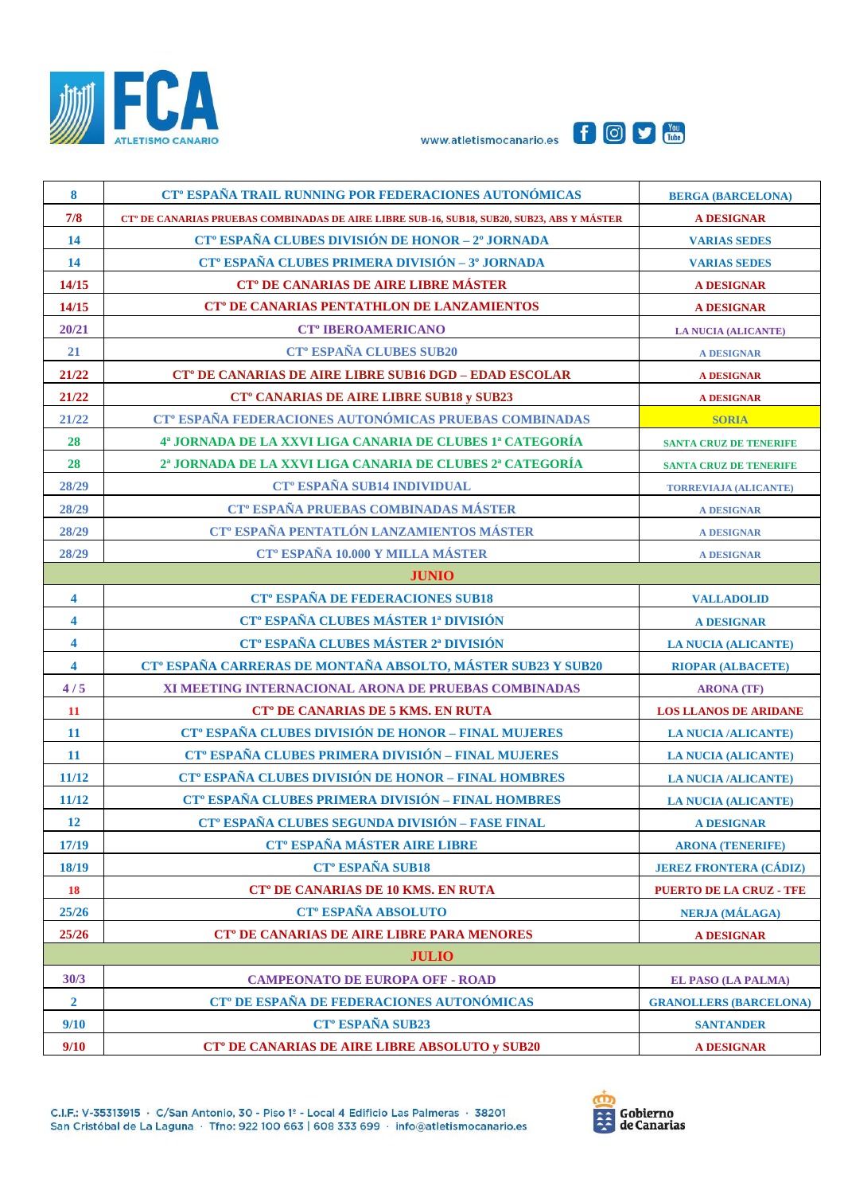| | | |
|---|---|---|
| 8 | CTº ESPAÑA TRAIL RUNNING POR FEDERACIONES AUTONÓMICAS | BERGA (BARCELONA) |
| 7/8 | CTº DE CANARIAS PRUEBAS COMBINADAS DE AIRE LIBRE SUB-16, SUB18, SUB20, SUB23, ABS Y MÁSTER | A DESIGNAR |
| 14 | CTº ESPAÑA CLUBES DIVISIÓN DE HONOR – 2º JORNADA | VARIAS SEDES |
| 14 | CTº ESPAÑA CLUBES PRIMERA DIVISIÓN – 3º JORNADA | VARIAS SEDES |
| 14/15 | CTº DE CANARIAS DE AIRE LIBRE MÁSTER | A DESIGNAR |
| 14/15 | CTº DE CANARIAS PENTATHLON DE LANZAMIENTOS | A DESIGNAR |
| 20/21 | CTº IBEROAMERICANO | LA NUCIA (ALICANTE) |
| 21 | CTº ESPAÑA CLUBES SUB20 | A DESIGNAR |
| 21/22 | CTº DE CANARIAS DE AIRE LIBRE SUB16 DGD – EDAD ESCOLAR | A DESIGNAR |
| 21/22 | CTº CANARIAS DE AIRE LIBRE SUB18 y SUB23 | A DESIGNAR |
| 21/22 | CTº ESPAÑA FEDERACIONES AUTONÓMICAS PRUEBAS COMBINADAS | SORIA |
| 28 | 4ª JORNADA DE LA XXVI LIGA CANARIA DE CLUBES 1ª CATEGORÍA | SANTA CRUZ DE TENERIFE |
| 28 | 2ª JORNADA DE LA XXVI LIGA CANARIA DE CLUBES 2ª CATEGORÍA | SANTA CRUZ DE TENERIFE |
| 28/29 | CTº ESPAÑA SUB14 INDIVIDUAL | TORREVIAJA (ALICANTE) |
| 28/29 | CTº ESPAÑA PRUEBAS COMBINADAS MÁSTER | A DESIGNAR |
| 28/29 | CTº ESPAÑA PENTATLÓN LANZAMIENTOS MÁSTER | A DESIGNAR |
| 28/29 | CTº ESPAÑA 10.000 Y MILLA MÁSTER | A DESIGNAR |
| | **JUNIO** | |
| 4 | CTº ESPAÑA DE FEDERACIONES SUB18 | VALLADOLID |
| 4 | CTº ESPAÑA CLUBES MÁSTER 1ª DIVISIÓN | A DESIGNAR |
| 4 | CTº ESPAÑA CLUBES MÁSTER 2ª DIVISIÓN | LA NUCIA (ALICANTE) |
| 4 | CTº ESPAÑA CARRERAS DE MONTAÑA ABSOLTO, MÁSTER SUB23 Y SUB20 | RIOPAR (ALBACETE) |
| 4 / 5 | XI MEETING INTERNACIONAL ARONA DE PRUEBAS COMBINADAS | ARONA (TF) |
| 11 | CTº DE CANARIAS DE 5 KMS. EN RUTA | LOS LLANOS DE ARIDANE |
| 11 | CTº ESPAÑA CLUBES DIVISIÓN DE HONOR – FINAL MUJERES | LA NUCIA /ALICANTE) |
| 11 | CTº ESPAÑA CLUBES PRIMERA DIVISIÓN – FINAL MUJERES | LA NUCIA (ALICANTE) |
| 11/12 | CTº ESPAÑA CLUBES DIVISIÓN DE HONOR – FINAL HOMBRES | LA NUCIA /ALICANTE) |
| 11/12 | CTº ESPAÑA CLUBES PRIMERA DIVISIÓN – FINAL HOMBRES | LA NUCIA (ALICANTE) |
| 12 | CTº ESPAÑA CLUBES SEGUNDA DIVISIÓN – FASE FINAL | A DESIGNAR |
| 17/19 | CTº ESPAÑA MÁSTER AIRE LIBRE | ARONA (TENERIFE) |
| 18/19 | CTº ESPAÑA SUB18 | JEREZ FRONTERA (CÁDIZ) |
| 18 | CTº DE CANARIAS DE 10 KMS. EN RUTA | PUERTO DE LA CRUZ - TFE |
| 25/26 | CTº ESPAÑA ABSOLUTO | NERJA (MÁLAGA) |
| 25/26 | CTº DE CANARIAS DE AIRE LIBRE PARA MENORES | A DESIGNAR |
| | **JULIO** | |
| 30/3 | CAMPEONATO DE EUROPA OFF - ROAD | EL PASO (LA PALMA) |
| 2 | CTº DE ESPAÑA DE FEDERACIONES AUTONÓMICAS | GRANOLLERS (BARCELONA) |
| 9/10 | CTº ESPAÑA SUB23 | SANTANDER |
| 9/10 | CTº DE CANARIAS DE AIRE LIBRE ABSOLUTO y SUB20 | A DESIGNAR |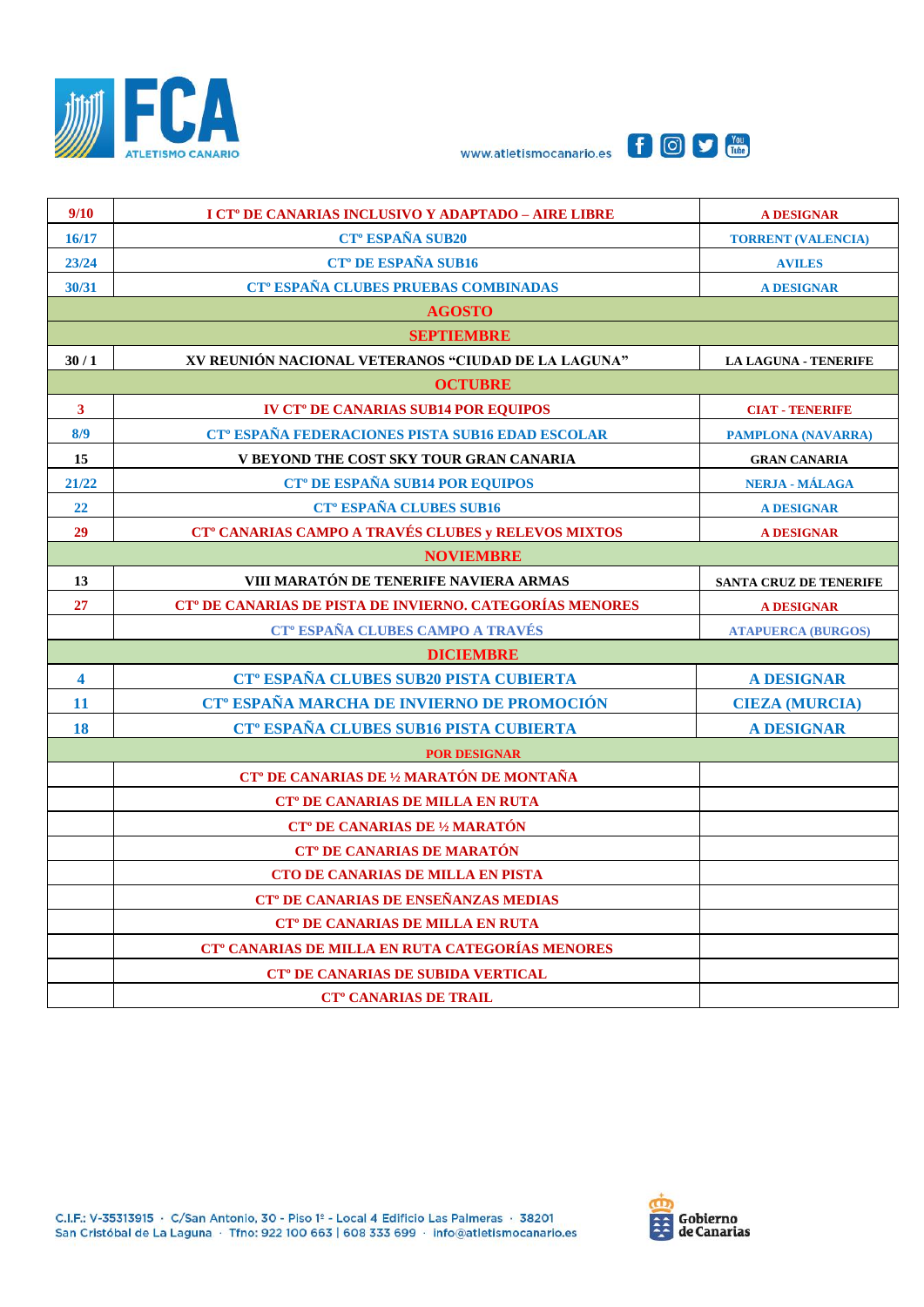| | | |
|---|---|---|
| 9/10 | I CTº DE CANARIAS INCLUSIVO Y ADAPTADO – AIRE LIBRE | A DESIGNAR |
| 16/17 | CTº ESPAÑA SUB20 | TORRENT (VALENCIA) |
| 23/24 | CTº DE ESPAÑA SUB16 | AVILES |
| 30/31 | CTº ESPAÑA CLUBES PRUEBAS COMBINADAS | A DESIGNAR |
| **AGOSTO** | | |
| **SEPTIEMBRE** | | |
| 30 / 1 | XV REUNIÓN NACIONAL VETERANOS "CIUDAD DE LA LAGUNA" | LA LAGUNA - TENERIFE |
| **OCTUBRE** | | |
| 3 | IV CTº DE CANARIAS SUB14 POR EQUIPOS | CIAT - TENERIFE |
| 8/9 | CTº ESPAÑA FEDERACIONES PISTA SUB16 EDAD ESCOLAR | PAMPLONA (NAVARRA) |
| 15 | V BEYOND THE COST SKY TOUR GRAN CANARIA | GRAN CANARIA |
| 21/22 | CTº DE ESPAÑA SUB14 POR EQUIPOS | NERJA - MÁLAGA |
| 22 | CTº ESPAÑA CLUBES SUB16 | A DESIGNAR |
| 29 | CTº CANARIAS CAMPO A TRAVÉS CLUBES y RELEVOS MIXTOS | A DESIGNAR |
| **NOVIEMBRE** | | |
| 13 | VIII MARATÓN DE TENERIFE NAVIERA ARMAS | SANTA CRUZ DE TENERIFE |
| 27 | CTº DE CANARIAS DE PISTA DE INVIERNO. CATEGORÍAS MENORES | A DESIGNAR |
| | CTº ESPAÑA CLUBES CAMPO A TRAVÉS | ATAPUERCA (BURGOS) |
| **DICIEMBRE** | | |
| 4 | CTº ESPAÑA CLUBES SUB20 PISTA CUBIERTA | A DESIGNAR |
| 11 | CTº ESPAÑA MARCHA DE INVIERNO DE PROMOCIÓN | CIEZA (MURCIA) |
| 18 | CTº ESPAÑA CLUBES SUB16 PISTA CUBIERTA | A DESIGNAR |
| **POR DESIGNAR** | | |
| | CTº DE CANARIAS DE ½ MARATÓN DE MONTAÑA | |
| | CTº DE CANARIAS DE MILLA EN RUTA | |
| | CTº DE CANARIAS DE ½ MARATÓN | |
| | CTº DE CANARIAS DE MARATÓN | |
| | CTO DE CANARIAS DE MILLA EN PISTA | |
| | CTº DE CANARIAS DE ENSEÑANZAS MEDIAS | |
| | CTº DE CANARIAS DE MILLA EN RUTA | |
| | CTº CANARIAS DE MILLA EN RUTA CATEGORÍAS MENORES | |
| | CTº DE CANARIAS DE SUBIDA VERTICAL | |
| | CTº CANARIAS DE TRAIL | |